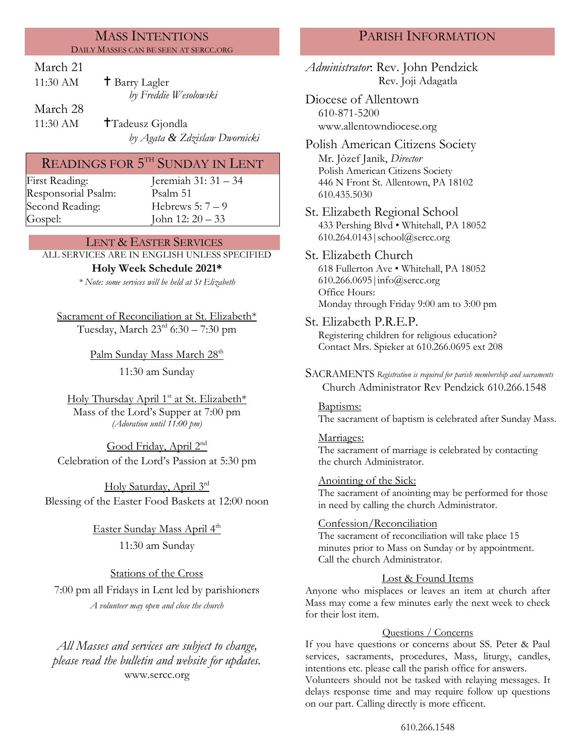## MASS INTENTIONS

DAILY MASSES CAN BE SEEN AT SERCC.ORG

March 21

11:30 AM ✝ Barry Lagler
*by Freddie Wesolowski*

March 28

11:30 AM ✝Tadeusz Gjondla
*by Agata & Zdzislaw Dwornicki*

## READINGS FOR 5TH SUNDAY IN LENT

| | |
|---|---|
| First Reading: | Jeremiah 31: 31 – 34 |
| Responsorial Psalm: | Psalm 51 |
| Second Reading: | Hebrews 5: 7 – 9 |
| Gospel: | John 12: 20 – 33 |

## LENT & EASTER SERVICES

ALL SERVICES ARE IN ENGLISH UNLESS SPECIFIED

**Holy Week Schedule 2021***

*\* Note: some services will be held at St Elizabeth*

Sacrament of Reconciliation at St. Elizabeth*
Tuesday, March 23rd 6:30 – 7:30 pm

Palm Sunday Mass March 28th
11:30 am Sunday

Holy Thursday April 1st at St. Elizabeth*
Mass of the Lord's Supper at 7:00 pm
*(Adoration until 11:00 pm)*

Good Friday, April 2nd
Celebration of the Lord's Passion at 5:30 pm

Holy Saturday, April 3rd
Blessing of the Easter Food Baskets at 12:00 noon

Easter Sunday Mass April 4th
11:30 am Sunday

Stations of the Cross
7:00 pm all Fridays in Lent led by parishioners
*A volunteer may open and close the church*

*All Masses and services are subject to change, please read the bulletin and website for updates.*
www.sercc.org

## PARISH INFORMATION

*Administrator*: Rev. John Pendzick
Rev. Joji Adagatla

Diocese of Allentown
610-871-5200
www.allentowndiocese.org

Polish American Citizens Society
Mr. Jòzef Janik, *Director*
Polish American Citizens Society
446 N Front St. Allentown, PA 18102
610.435.5030

St. Elizabeth Regional School
433 Pershing Blvd • Whitehall, PA 18052
610.264.0143|school@sercc.org

St. Elizabeth Church
618 Fullerton Ave • Whitehall, PA 18052
610.266.0695|info@sercc.org
Office Hours:
Monday through Friday 9:00 am to 3:00 pm

St. Elizabeth P.R.E.P.
Registering children for religious education?
Contact Mrs. Spieker at 610.266.0695 ext 208

SACRAMENTS *Registration is required for parish membership and sacraments*
Church Administrator Rev Pendzick 610.266.1548

Baptisms:
The sacrament of baptism is celebrated after Sunday Mass.

Marriages:
The sacrament of marriage is celebrated by contacting the church Administrator.

Anointing of the Sick:
The sacrament of anointing may be performed for those in need by calling the church Administrator.

Confession/Reconciliation
The sacrament of reconciliation will take place 15 minutes prior to Mass on Sunday or by appointment. Call the church Administrator.

Lost & Found Items

Anyone who misplaces or leaves an item at church after Mass may come a few minutes early the next week to check for their lost item.

Questions / Concerns

If you have questions or concerns about SS. Peter & Paul services, sacraments, procedures, Mass, liturgy, candles, intentions etc. please call the parish office for answers. Volunteers should not be tasked with relaying messages. It delays response time and may require follow up questions on our part. Calling directly is more efficent.

610.266.1548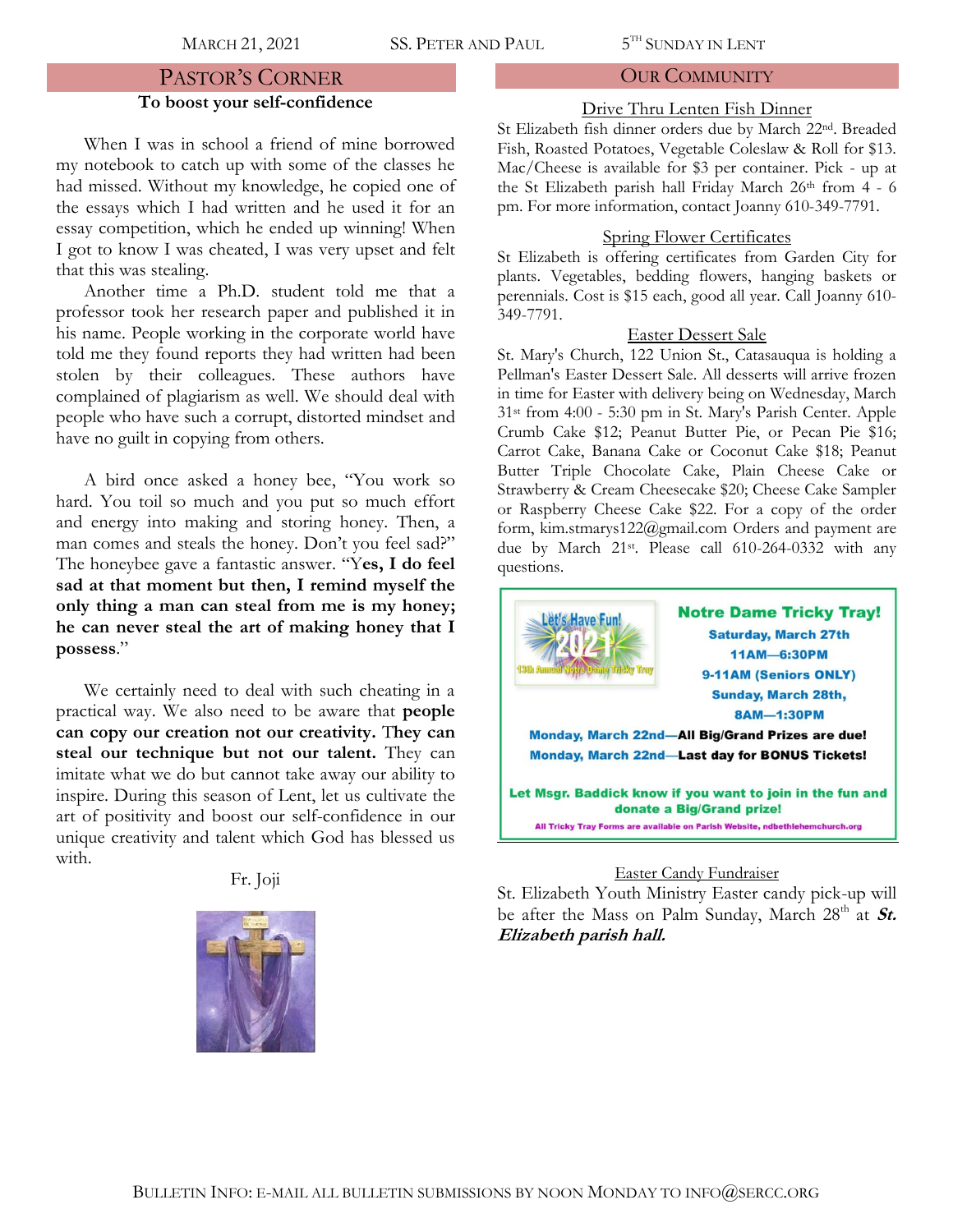## Pastor's Corner

**To boost your self-confidence**

When I was in school a friend of mine borrowed my notebook to catch up with some of the classes he had missed. Without my knowledge, he copied one of the essays which I had written and he used it for an essay competition, which he ended up winning! When I got to know I was cheated, I was very upset and felt that this was stealing.

Another time a Ph.D. student told me that a professor took her research paper and published it in his name. People working in the corporate world have told me they found reports they had written had been stolen by their colleagues. These authors have complained of plagiarism as well. We should deal with people who have such a corrupt, distorted mindset and have no guilt in copying from others.

A bird once asked a honey bee, "You work so hard. You toil so much and you put so much effort and energy into making and storing honey. Then, a man comes and steals the honey. Don't you feel sad?" The honeybee gave a fantastic answer. "Y**es, I do feel sad at that moment but then, I remind myself the only thing a man can steal from me is my honey; he can never steal the art of making honey that I possess**."

We certainly need to deal with such cheating in a practical way. We also need to be aware that **people can copy our creation not our creativity. They can steal our technique but not our talent.** They can imitate what we do but cannot take away our ability to inspire. During this season of Lent, let us cultivate the art of positivity and boost our self-confidence in our unique creativity and talent which God has blessed us with.

Fr. Joji

## Our Community

### Drive Thru Lenten Fish Dinner

St Elizabeth fish dinner orders due by March 22nd. Breaded Fish, Roasted Potatoes, Vegetable Coleslaw & Roll for $13. Mac/Cheese is available for $3 per container. Pick - up at the St Elizabeth parish hall Friday March 26th from 4 - 6 pm. For more information, contact Joanny 610-349-7791.

### Spring Flower Certificates

St Elizabeth is offering certificates from Garden City for plants. Vegetables, bedding flowers, hanging baskets or perennials. Cost is $15 each, good all year. Call Joanny 610-349-7791.

### Easter Dessert Sale

St. Mary's Church, 122 Union St., Catasauqua is holding a Pellman's Easter Dessert Sale. All desserts will arrive frozen in time for Easter with delivery being on Wednesday, March 31st from 4:00 - 5:30 pm in St. Mary's Parish Center. Apple Crumb Cake $12; Peanut Butter Pie, or Pecan Pie $16; Carrot Cake, Banana Cake or Coconut Cake $18; Peanut Butter Triple Chocolate Cake, Plain Cheese Cake or Strawberry & Cream Cheesecake $20; Cheese Cake Sampler or Raspberry Cheese Cake $22. For a copy of the order form, kim.stmarys122@gmail.com Orders and payment are due by March 21st. Please call 610-264-0332 with any questions.

Let's Have Fun! 2021
13th Annual Notre Dame Tricky Tray

**Notre Dame Tricky Tray!**

**Saturday, March 27th**
**11AM—6:30PM**
**9-11AM (Seniors ONLY)**
**Sunday, March 28th,**
**8AM—1:30PM**

**Monday, March 22nd—All Big/Grand Prizes are due!**
**Monday, March 22nd—Last day for BONUS Tickets!**

**Let Msgr. Baddick know if you want to join in the fun and donate a Big/Grand prize!**

All Tricky Tray Forms are available on Parish Website, ndbethlehemchurch.org

### Easter Candy Fundraiser

St. Elizabeth Youth Ministry Easter candy pick-up will be after the Mass on Palm Sunday, March 28th at ***St. Elizabeth parish hall.***

Bulletin Info: E-mail all bulletin submissions by noon Monday to info@sercc.org